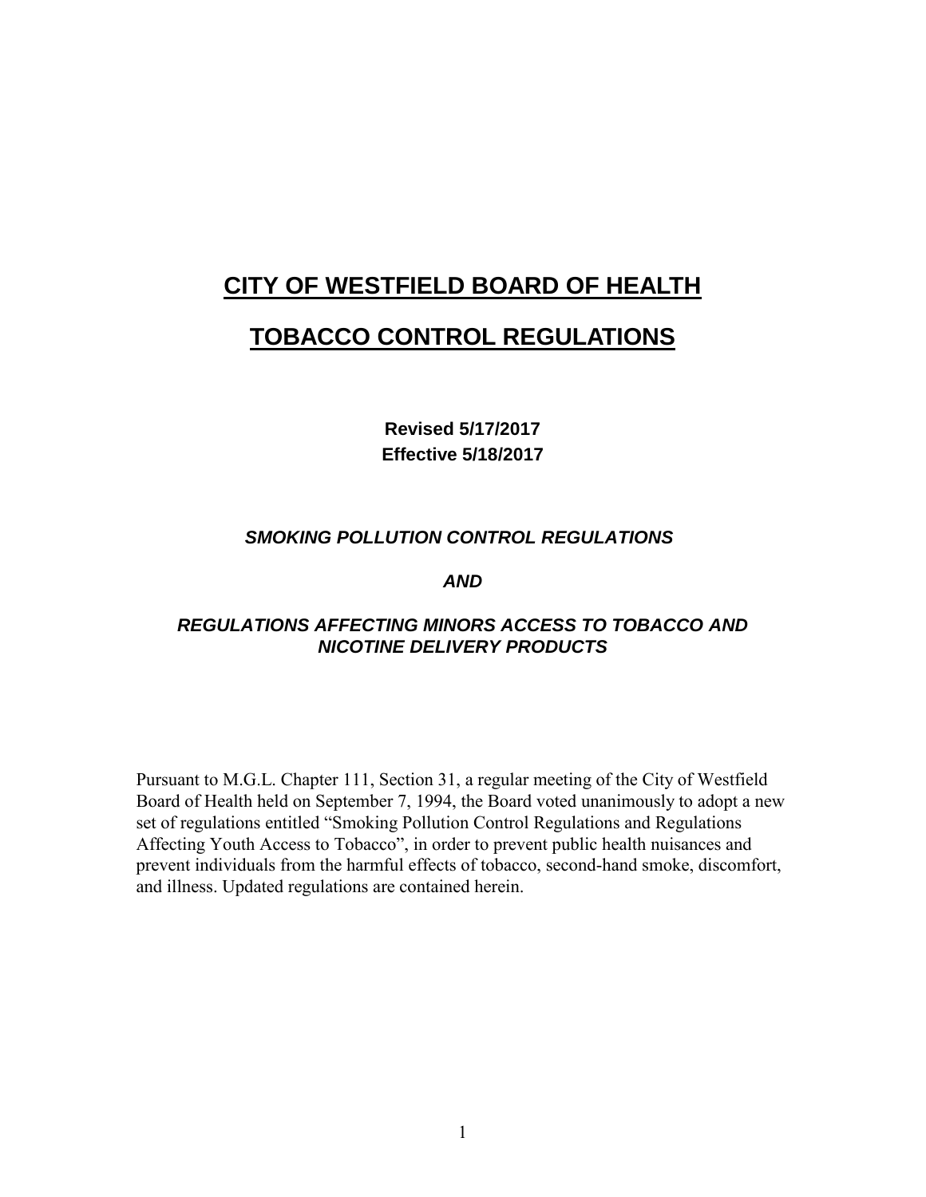# CITY OF WESTFIELD BOARD OF HEALTH

# TOBACCO CONTROL REGULATIONS

**Revised 5/17/2017**
**Effective 5/18/2017**

## *SMOKING POLLUTION CONTROL REGULATIONS*

## *AND*

## *REGULATIONS AFFECTING MINORS ACCESS TO TOBACCO AND NICOTINE DELIVERY PRODUCTS*

Pursuant to M.G.L. Chapter 111, Section 31, a regular meeting of the City of Westfield Board of Health held on September 7, 1994, the Board voted unanimously to adopt a new set of regulations entitled "Smoking Pollution Control Regulations and Regulations Affecting Youth Access to Tobacco", in order to prevent public health nuisances and prevent individuals from the harmful effects of tobacco, second-hand smoke, discomfort, and illness. Updated regulations are contained herein.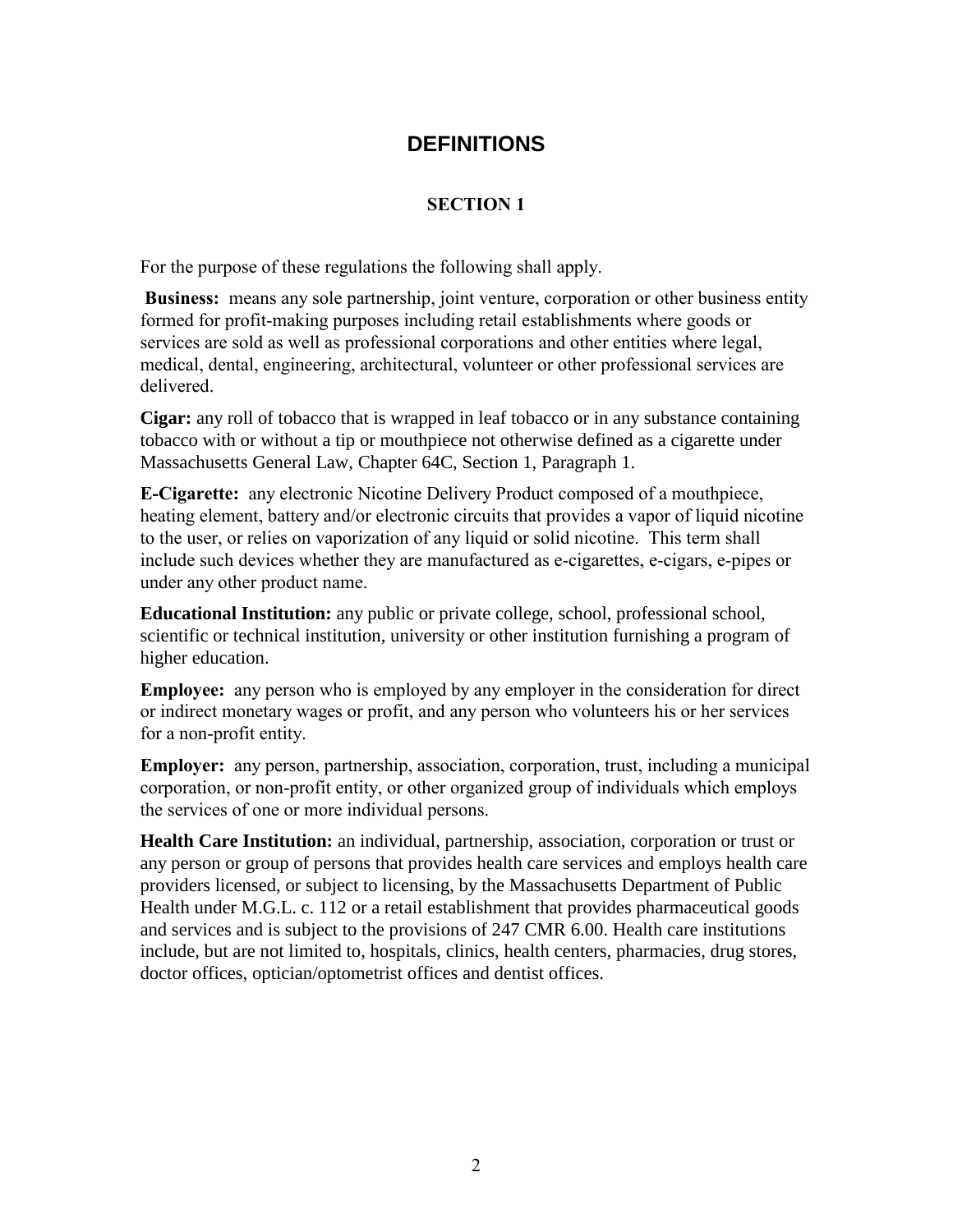# DEFINITIONS

## SECTION 1

For the purpose of these regulations the following shall apply.

**Business:** means any sole partnership, joint venture, corporation or other business entity formed for profit-making purposes including retail establishments where goods or services are sold as well as professional corporations and other entities where legal, medical, dental, engineering, architectural, volunteer or other professional services are delivered.

**Cigar:** any roll of tobacco that is wrapped in leaf tobacco or in any substance containing tobacco with or without a tip or mouthpiece not otherwise defined as a cigarette under Massachusetts General Law, Chapter 64C, Section 1, Paragraph 1.

**E-Cigarette:** any electronic Nicotine Delivery Product composed of a mouthpiece, heating element, battery and/or electronic circuits that provides a vapor of liquid nicotine to the user, or relies on vaporization of any liquid or solid nicotine. This term shall include such devices whether they are manufactured as e-cigarettes, e-cigars, e-pipes or under any other product name.

**Educational Institution:** any public or private college, school, professional school, scientific or technical institution, university or other institution furnishing a program of higher education.

**Employee:** any person who is employed by any employer in the consideration for direct or indirect monetary wages or profit, and any person who volunteers his or her services for a non-profit entity.

**Employer:** any person, partnership, association, corporation, trust, including a municipal corporation, or non-profit entity, or other organized group of individuals which employs the services of one or more individual persons.

**Health Care Institution:** an individual, partnership, association, corporation or trust or any person or group of persons that provides health care services and employs health care providers licensed, or subject to licensing, by the Massachusetts Department of Public Health under M.G.L. c. 112 or a retail establishment that provides pharmaceutical goods and services and is subject to the provisions of 247 CMR 6.00. Health care institutions include, but are not limited to, hospitals, clinics, health centers, pharmacies, drug stores, doctor offices, optician/optometrist offices and dentist offices.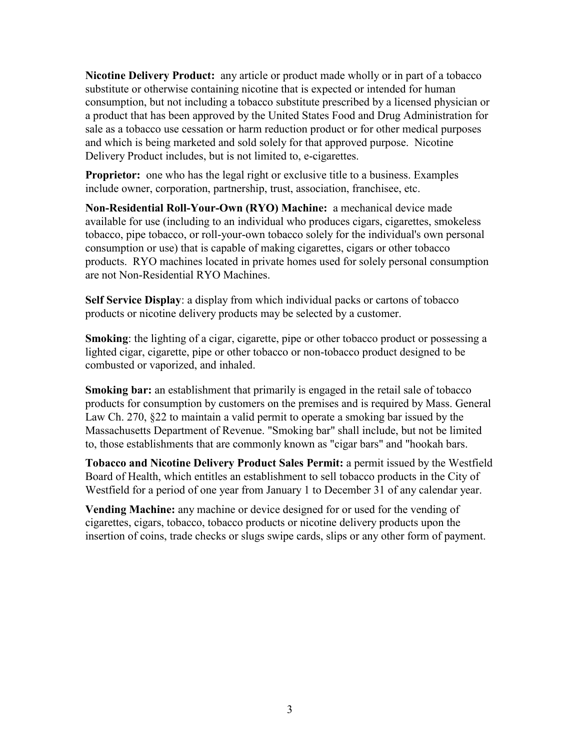**Nicotine Delivery Product:** any article or product made wholly or in part of a tobacco substitute or otherwise containing nicotine that is expected or intended for human consumption, but not including a tobacco substitute prescribed by a licensed physician or a product that has been approved by the United States Food and Drug Administration for sale as a tobacco use cessation or harm reduction product or for other medical purposes and which is being marketed and sold solely for that approved purpose. Nicotine Delivery Product includes, but is not limited to, e-cigarettes.

**Proprietor:** one who has the legal right or exclusive title to a business. Examples include owner, corporation, partnership, trust, association, franchisee, etc.

**Non-Residential Roll-Your-Own (RYO) Machine:** a mechanical device made available for use (including to an individual who produces cigars, cigarettes, smokeless tobacco, pipe tobacco, or roll-your-own tobacco solely for the individual's own personal consumption or use) that is capable of making cigarettes, cigars or other tobacco products. RYO machines located in private homes used for solely personal consumption are not Non-Residential RYO Machines.

**Self Service Display**: a display from which individual packs or cartons of tobacco products or nicotine delivery products may be selected by a customer.

**Smoking**: the lighting of a cigar, cigarette, pipe or other tobacco product or possessing a lighted cigar, cigarette, pipe or other tobacco or non-tobacco product designed to be combusted or vaporized, and inhaled.

**Smoking bar:** an establishment that primarily is engaged in the retail sale of tobacco products for consumption by customers on the premises and is required by Mass. General Law Ch. 270, §22 to maintain a valid permit to operate a smoking bar issued by the Massachusetts Department of Revenue. "Smoking bar" shall include, but not be limited to, those establishments that are commonly known as "cigar bars" and "hookah bars.

**Tobacco and Nicotine Delivery Product Sales Permit:** a permit issued by the Westfield Board of Health, which entitles an establishment to sell tobacco products in the City of Westfield for a period of one year from January 1 to December 31 of any calendar year.

**Vending Machine:** any machine or device designed for or used for the vending of cigarettes, cigars, tobacco, tobacco products or nicotine delivery products upon the insertion of coins, trade checks or slugs swipe cards, slips or any other form of payment.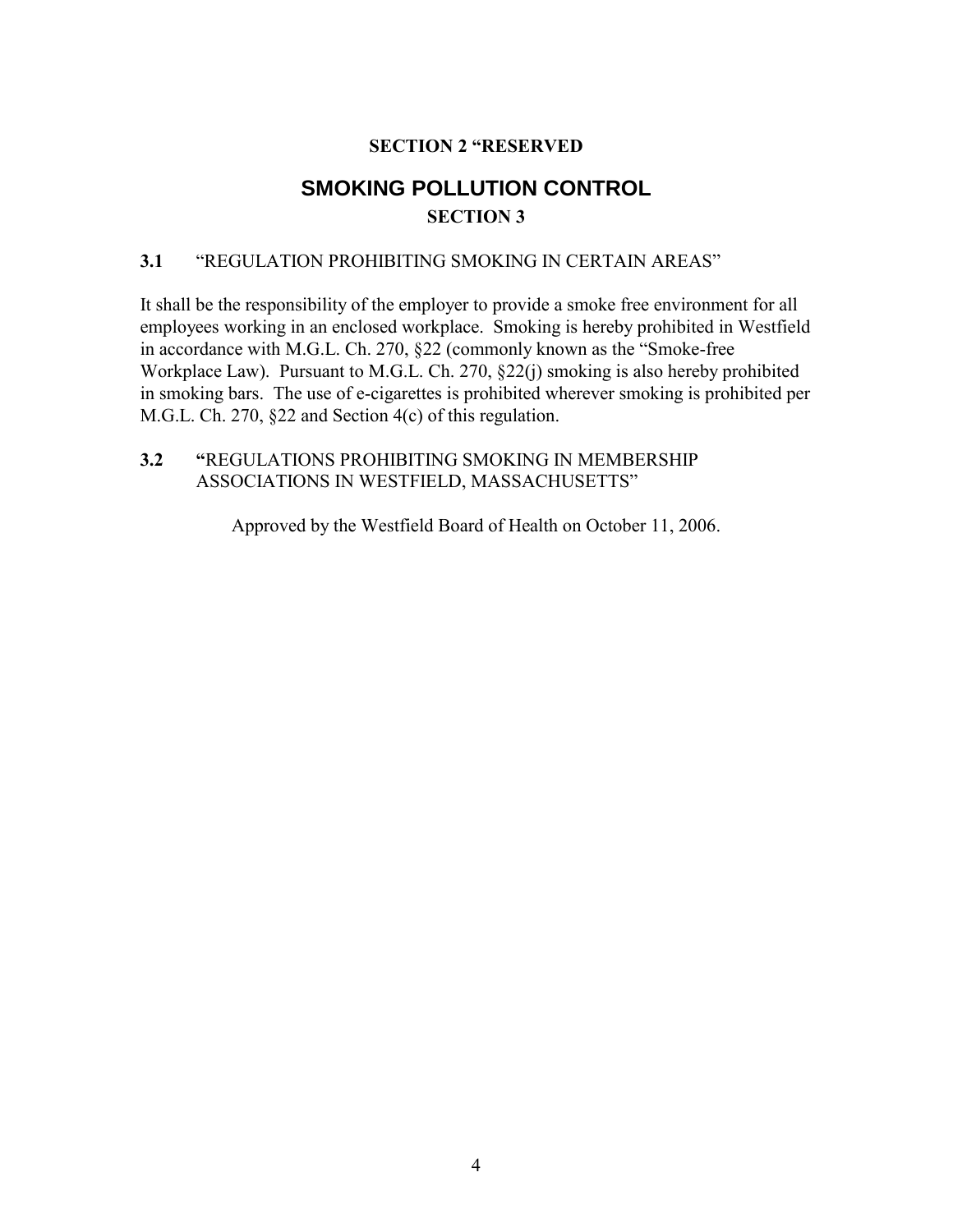**SECTION 2 “RESERVED**

## SMOKING POLLUTION CONTROL

**SECTION 3**

**3.1** “REGULATION PROHIBITING SMOKING IN CERTAIN AREAS”

It shall be the responsibility of the employer to provide a smoke free environment for all employees working in an enclosed workplace. Smoking is hereby prohibited in Westfield in accordance with M.G.L. Ch. 270, §22 (commonly known as the “Smoke-free Workplace Law). Pursuant to M.G.L. Ch. 270, §22(j) smoking is also hereby prohibited in smoking bars. The use of e-cigarettes is prohibited wherever smoking is prohibited per M.G.L. Ch. 270, §22 and Section 4(c) of this regulation.

**3.2** **“**REGULATIONS PROHIBITING SMOKING IN MEMBERSHIP ASSOCIATIONS IN WESTFIELD, MASSACHUSETTS”

Approved by the Westfield Board of Health on October 11, 2006.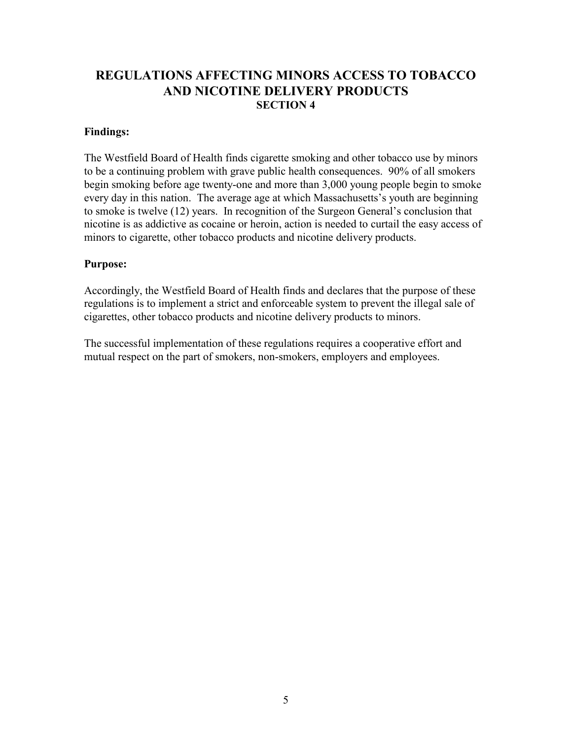# REGULATIONS AFFECTING MINORS ACCESS TO TOBACCO AND NICOTINE DELIVERY PRODUCTS

## SECTION 4

**Findings:**

The Westfield Board of Health finds cigarette smoking and other tobacco use by minors to be a continuing problem with grave public health consequences. 90% of all smokers begin smoking before age twenty-one and more than 3,000 young people begin to smoke every day in this nation. The average age at which Massachusetts's youth are beginning to smoke is twelve (12) years. In recognition of the Surgeon General's conclusion that nicotine is as addictive as cocaine or heroin, action is needed to curtail the easy access of minors to cigarette, other tobacco products and nicotine delivery products.

**Purpose:**

Accordingly, the Westfield Board of Health finds and declares that the purpose of these regulations is to implement a strict and enforceable system to prevent the illegal sale of cigarettes, other tobacco products and nicotine delivery products to minors.

The successful implementation of these regulations requires a cooperative effort and mutual respect on the part of smokers, non-smokers, employers and employees.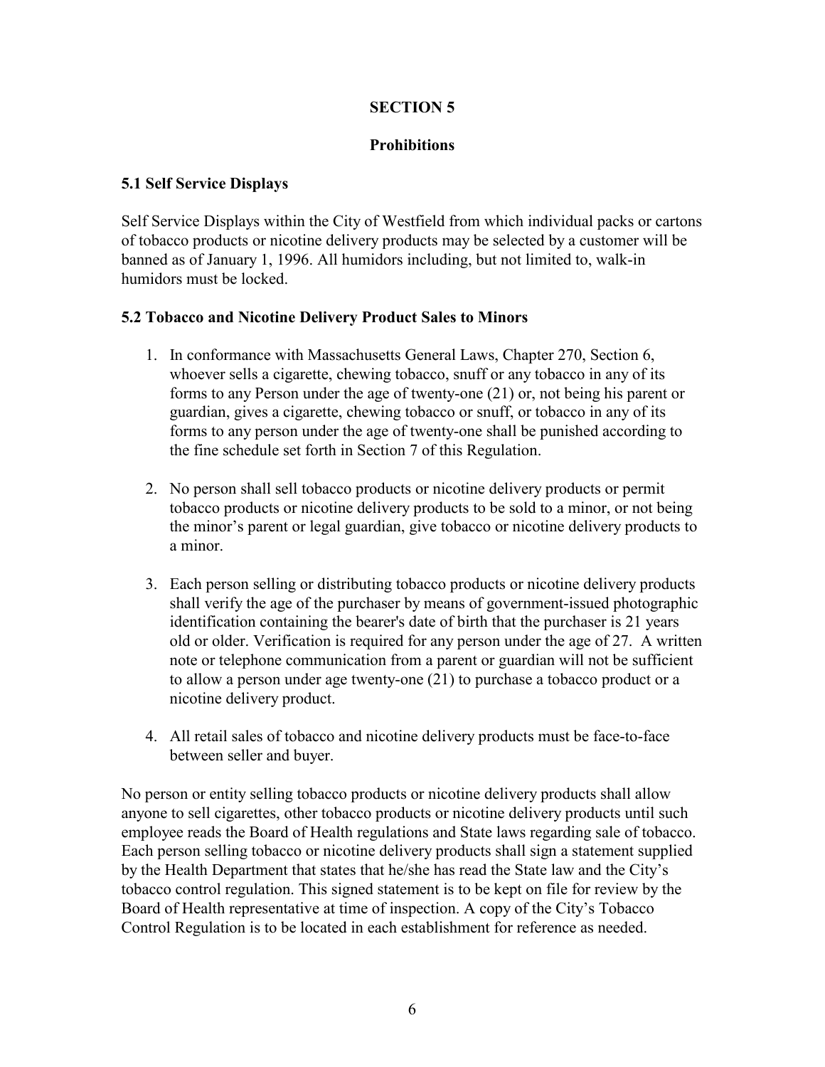## SECTION 5

## Prohibitions

### 5.1 Self Service Displays

Self Service Displays within the City of Westfield from which individual packs or cartons of tobacco products or nicotine delivery products may be selected by a customer will be banned as of January 1, 1996. All humidors including, but not limited to, walk-in humidors must be locked.

### 5.2 Tobacco and Nicotine Delivery Product Sales to Minors

1. In conformance with Massachusetts General Laws, Chapter 270, Section 6, whoever sells a cigarette, chewing tobacco, snuff or any tobacco in any of its forms to any Person under the age of twenty-one (21) or, not being his parent or guardian, gives a cigarette, chewing tobacco or snuff, or tobacco in any of its forms to any person under the age of twenty-one shall be punished according to the fine schedule set forth in Section 7 of this Regulation.

2. No person shall sell tobacco products or nicotine delivery products or permit tobacco products or nicotine delivery products to be sold to a minor, or not being the minor's parent or legal guardian, give tobacco or nicotine delivery products to a minor.

3. Each person selling or distributing tobacco products or nicotine delivery products shall verify the age of the purchaser by means of government-issued photographic identification containing the bearer's date of birth that the purchaser is 21 years old or older. Verification is required for any person under the age of 27. A written note or telephone communication from a parent or guardian will not be sufficient to allow a person under age twenty-one (21) to purchase a tobacco product or a nicotine delivery product.

4. All retail sales of tobacco and nicotine delivery products must be face-to-face between seller and buyer.

No person or entity selling tobacco products or nicotine delivery products shall allow anyone to sell cigarettes, other tobacco products or nicotine delivery products until such employee reads the Board of Health regulations and State laws regarding sale of tobacco. Each person selling tobacco or nicotine delivery products shall sign a statement supplied by the Health Department that states that he/she has read the State law and the City's tobacco control regulation. This signed statement is to be kept on file for review by the Board of Health representative at time of inspection. A copy of the City's Tobacco Control Regulation is to be located in each establishment for reference as needed.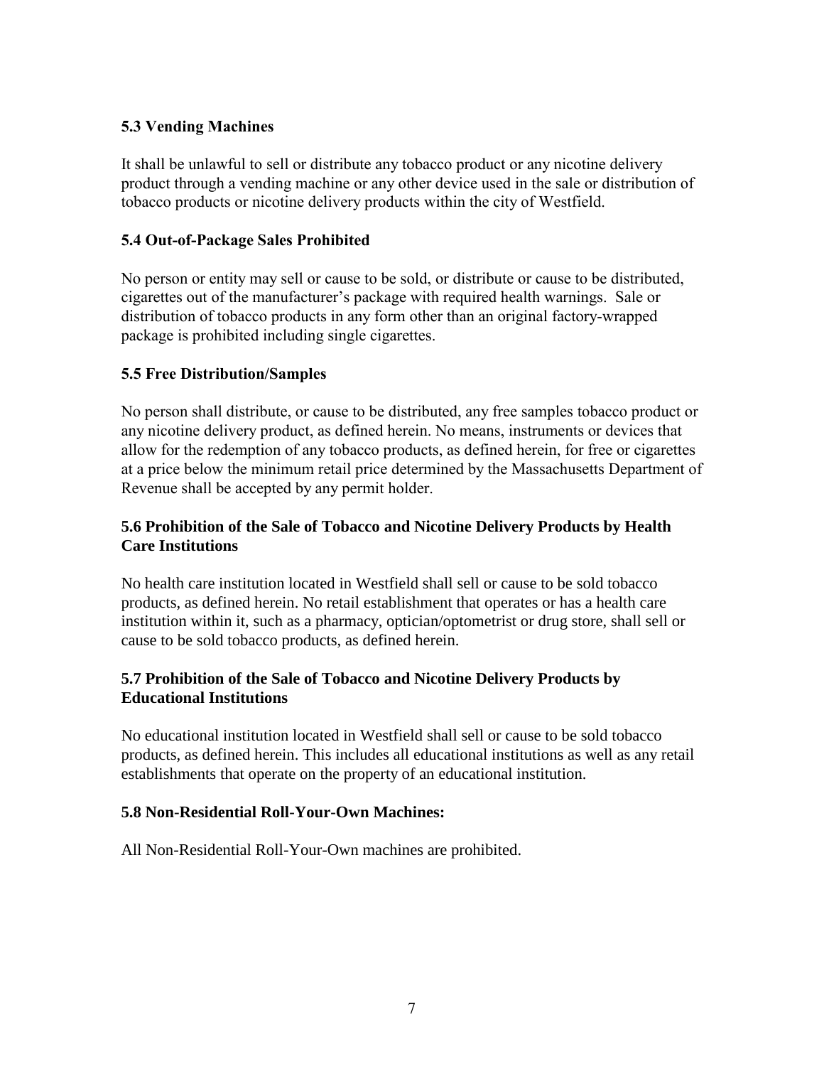### 5.3 Vending Machines

It shall be unlawful to sell or distribute any tobacco product or any nicotine delivery product through a vending machine or any other device used in the sale or distribution of tobacco products or nicotine delivery products within the city of Westfield.

### 5.4 Out-of-Package Sales Prohibited

No person or entity may sell or cause to be sold, or distribute or cause to be distributed, cigarettes out of the manufacturer's package with required health warnings. Sale or distribution of tobacco products in any form other than an original factory-wrapped package is prohibited including single cigarettes.

### 5.5 Free Distribution/Samples

No person shall distribute, or cause to be distributed, any free samples tobacco product or any nicotine delivery product, as defined herein. No means, instruments or devices that allow for the redemption of any tobacco products, as defined herein, for free or cigarettes at a price below the minimum retail price determined by the Massachusetts Department of Revenue shall be accepted by any permit holder.

### 5.6 Prohibition of the Sale of Tobacco and Nicotine Delivery Products by Health Care Institutions

No health care institution located in Westfield shall sell or cause to be sold tobacco products, as defined herein. No retail establishment that operates or has a health care institution within it, such as a pharmacy, optician/optometrist or drug store, shall sell or cause to be sold tobacco products, as defined herein.

### 5.7 Prohibition of the Sale of Tobacco and Nicotine Delivery Products by Educational Institutions

No educational institution located in Westfield shall sell or cause to be sold tobacco products, as defined herein. This includes all educational institutions as well as any retail establishments that operate on the property of an educational institution.

### 5.8 Non-Residential Roll-Your-Own Machines:

All Non-Residential Roll-Your-Own machines are prohibited.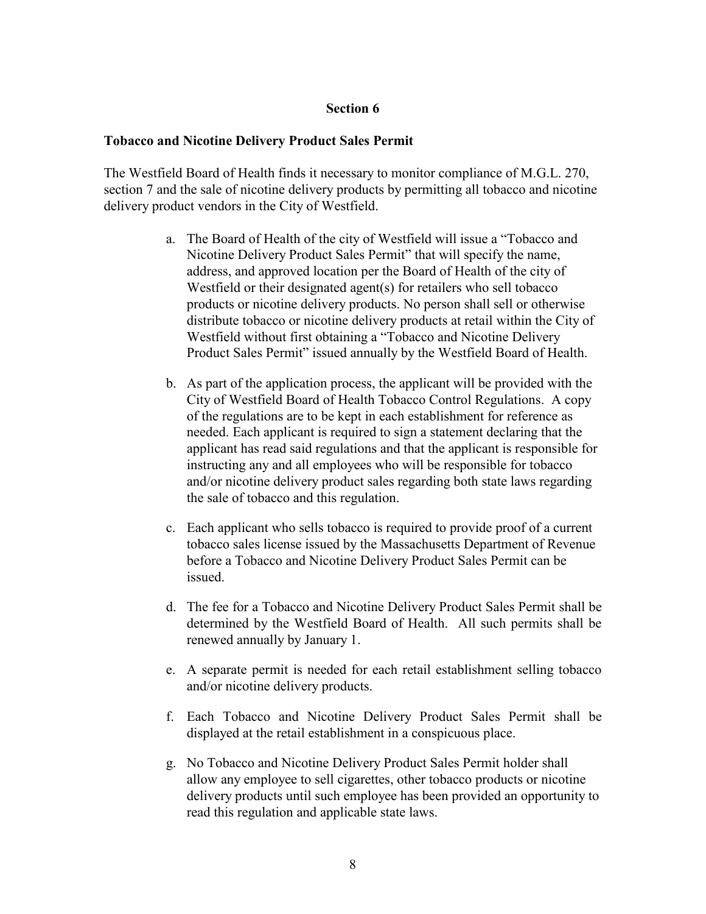## Section 6

### Tobacco and Nicotine Delivery Product Sales Permit

The Westfield Board of Health finds it necessary to monitor compliance of M.G.L. 270, section 7 and the sale of nicotine delivery products by permitting all tobacco and nicotine delivery product vendors in the City of Westfield.

a. The Board of Health of the city of Westfield will issue a "Tobacco and Nicotine Delivery Product Sales Permit" that will specify the name, address, and approved location per the Board of Health of the city of Westfield or their designated agent(s) for retailers who sell tobacco products or nicotine delivery products. No person shall sell or otherwise distribute tobacco or nicotine delivery products at retail within the City of Westfield without first obtaining a "Tobacco and Nicotine Delivery Product Sales Permit" issued annually by the Westfield Board of Health.

b. As part of the application process, the applicant will be provided with the City of Westfield Board of Health Tobacco Control Regulations. A copy of the regulations are to be kept in each establishment for reference as needed. Each applicant is required to sign a statement declaring that the applicant has read said regulations and that the applicant is responsible for instructing any and all employees who will be responsible for tobacco and/or nicotine delivery product sales regarding both state laws regarding the sale of tobacco and this regulation.

c. Each applicant who sells tobacco is required to provide proof of a current tobacco sales license issued by the Massachusetts Department of Revenue before a Tobacco and Nicotine Delivery Product Sales Permit can be issued.

d. The fee for a Tobacco and Nicotine Delivery Product Sales Permit shall be determined by the Westfield Board of Health. All such permits shall be renewed annually by January 1.

e. A separate permit is needed for each retail establishment selling tobacco and/or nicotine delivery products.

f. Each Tobacco and Nicotine Delivery Product Sales Permit shall be displayed at the retail establishment in a conspicuous place.

g. No Tobacco and Nicotine Delivery Product Sales Permit holder shall allow any employee to sell cigarettes, other tobacco products or nicotine delivery products until such employee has been provided an opportunity to read this regulation and applicable state laws.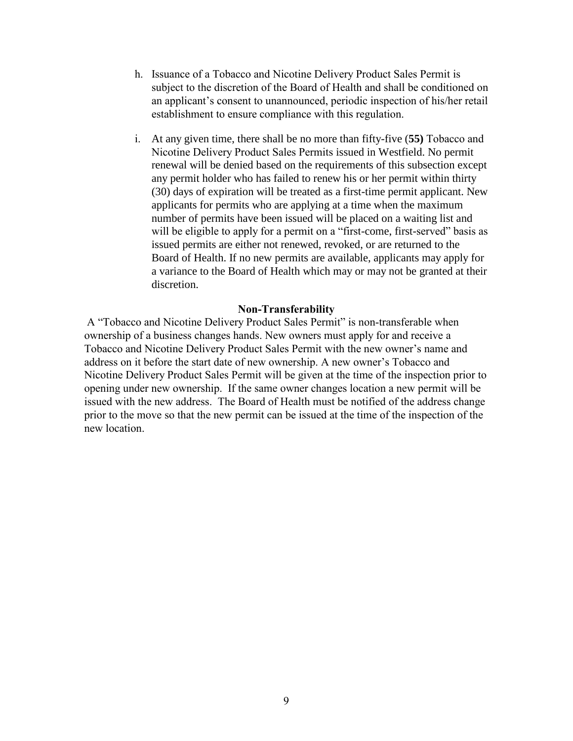h. Issuance of a Tobacco and Nicotine Delivery Product Sales Permit is subject to the discretion of the Board of Health and shall be conditioned on an applicant's consent to unannounced, periodic inspection of his/her retail establishment to ensure compliance with this regulation.

i. At any given time, there shall be no more than fifty-five (**55)** Tobacco and Nicotine Delivery Product Sales Permits issued in Westfield. No permit renewal will be denied based on the requirements of this subsection except any permit holder who has failed to renew his or her permit within thirty (30) days of expiration will be treated as a first-time permit applicant. New applicants for permits who are applying at a time when the maximum number of permits have been issued will be placed on a waiting list and will be eligible to apply for a permit on a "first-come, first-served" basis as issued permits are either not renewed, revoked, or are returned to the Board of Health. If no new permits are available, applicants may apply for a variance to the Board of Health which may or may not be granted at their discretion.

**Non-Transferability**

A "Tobacco and Nicotine Delivery Product Sales Permit" is non-transferable when ownership of a business changes hands. New owners must apply for and receive a Tobacco and Nicotine Delivery Product Sales Permit with the new owner's name and address on it before the start date of new ownership. A new owner's Tobacco and Nicotine Delivery Product Sales Permit will be given at the time of the inspection prior to opening under new ownership. If the same owner changes location a new permit will be issued with the new address. The Board of Health must be notified of the address change prior to the move so that the new permit can be issued at the time of the inspection of the new location.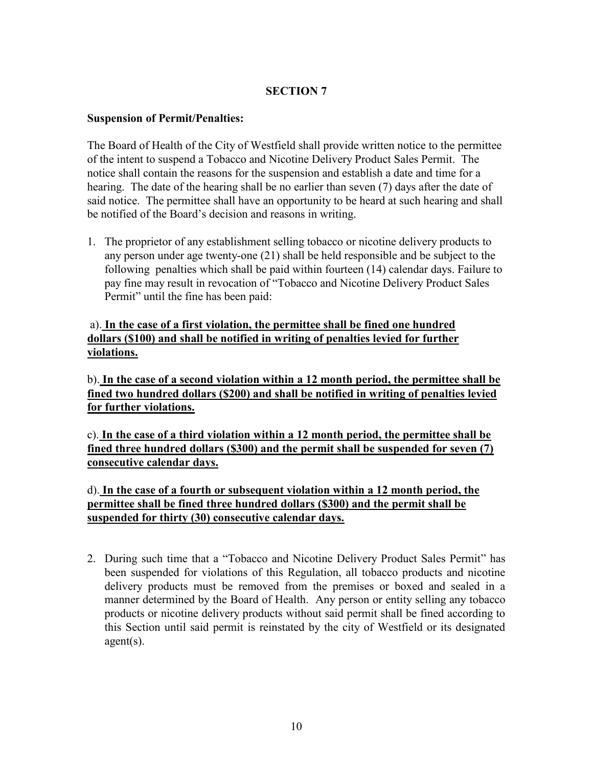## SECTION 7

**Suspension of Permit/Penalties:**

The Board of Health of the City of Westfield shall provide written notice to the permittee of the intent to suspend a Tobacco and Nicotine Delivery Product Sales Permit. The notice shall contain the reasons for the suspension and establish a date and time for a hearing. The date of the hearing shall be no earlier than seven (7) days after the date of said notice. The permittee shall have an opportunity to be heard at such hearing and shall be notified of the Board's decision and reasons in writing.

1. The proprietor of any establishment selling tobacco or nicotine delivery products to any person under age twenty-one (21) shall be held responsible and be subject to the following penalties which shall be paid within fourteen (14) calendar days. Failure to pay fine may result in revocation of "Tobacco and Nicotine Delivery Product Sales Permit" until the fine has been paid:

a). **In the case of a first violation, the permittee shall be fined one hundred dollars ($100) and shall be notified in writing of penalties levied for further violations.**

b). **In the case of a second violation within a 12 month period, the permittee shall be fined two hundred dollars ($200) and shall be notified in writing of penalties levied for further violations.**

c). **In the case of a third violation within a 12 month period, the permittee shall be fined three hundred dollars ($300) and the permit shall be suspended for seven (7) consecutive calendar days.**

d). **In the case of a fourth or subsequent violation within a 12 month period, the permittee shall be fined three hundred dollars ($300) and the permit shall be suspended for thirty (30) consecutive calendar days.**

2. During such time that a "Tobacco and Nicotine Delivery Product Sales Permit" has been suspended for violations of this Regulation, all tobacco products and nicotine delivery products must be removed from the premises or boxed and sealed in a manner determined by the Board of Health. Any person or entity selling any tobacco products or nicotine delivery products without said permit shall be fined according to this Section until said permit is reinstated by the city of Westfield or its designated agent(s).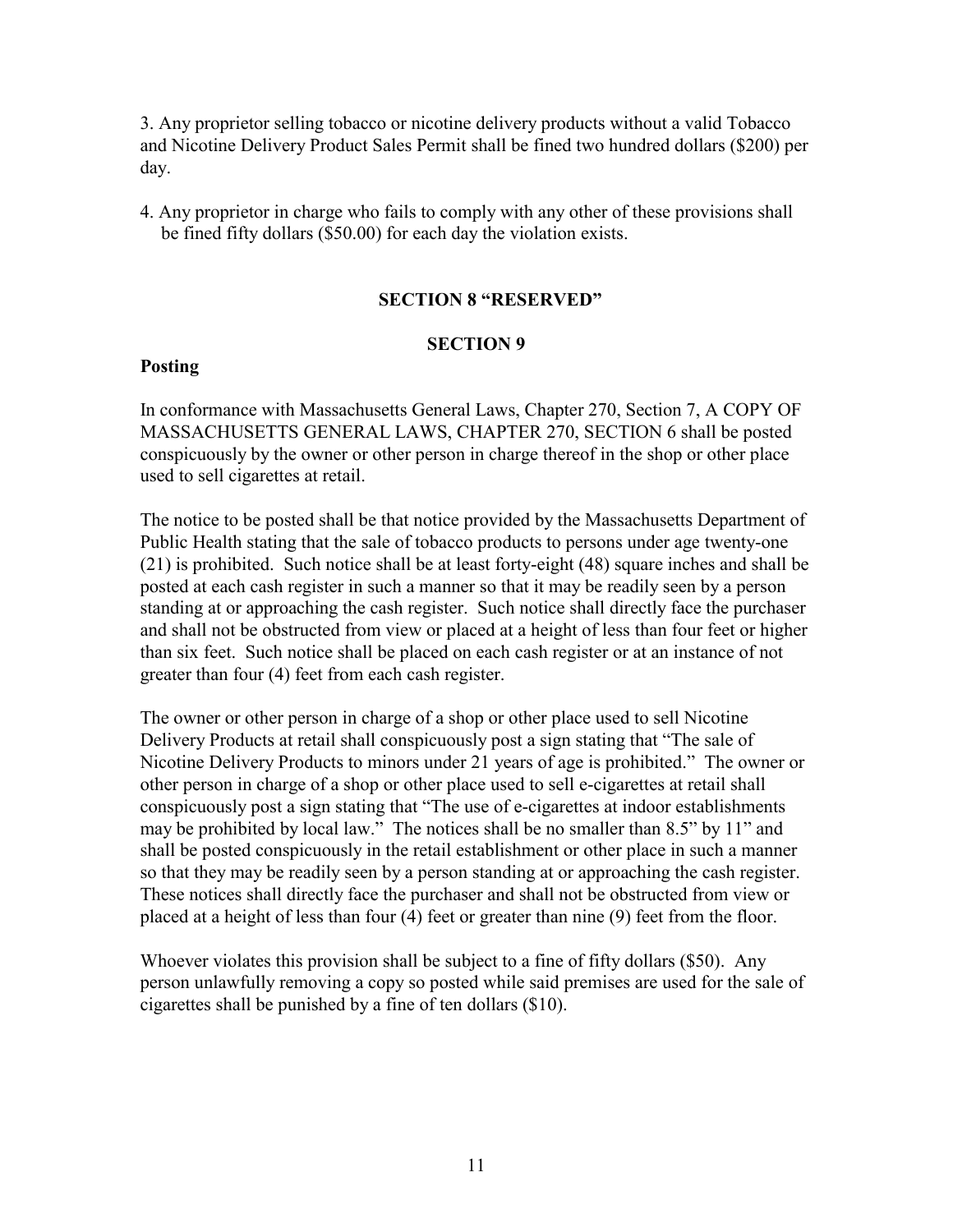3. Any proprietor selling tobacco or nicotine delivery products without a valid Tobacco and Nicotine Delivery Product Sales Permit shall be fined two hundred dollars ($200) per day.

4. Any proprietor in charge who fails to comply with any other of these provisions shall be fined fifty dollars ($50.00) for each day the violation exists.

## SECTION 8 "RESERVED"

## SECTION 9

**Posting**

In conformance with Massachusetts General Laws, Chapter 270, Section 7, A COPY OF MASSACHUSETTS GENERAL LAWS, CHAPTER 270, SECTION 6 shall be posted conspicuously by the owner or other person in charge thereof in the shop or other place used to sell cigarettes at retail.

The notice to be posted shall be that notice provided by the Massachusetts Department of Public Health stating that the sale of tobacco products to persons under age twenty-one (21) is prohibited. Such notice shall be at least forty-eight (48) square inches and shall be posted at each cash register in such a manner so that it may be readily seen by a person standing at or approaching the cash register. Such notice shall directly face the purchaser and shall not be obstructed from view or placed at a height of less than four feet or higher than six feet. Such notice shall be placed on each cash register or at an instance of not greater than four (4) feet from each cash register.

The owner or other person in charge of a shop or other place used to sell Nicotine Delivery Products at retail shall conspicuously post a sign stating that "The sale of Nicotine Delivery Products to minors under 21 years of age is prohibited." The owner or other person in charge of a shop or other place used to sell e-cigarettes at retail shall conspicuously post a sign stating that "The use of e-cigarettes at indoor establishments may be prohibited by local law." The notices shall be no smaller than 8.5" by 11" and shall be posted conspicuously in the retail establishment or other place in such a manner so that they may be readily seen by a person standing at or approaching the cash register. These notices shall directly face the purchaser and shall not be obstructed from view or placed at a height of less than four (4) feet or greater than nine (9) feet from the floor.

Whoever violates this provision shall be subject to a fine of fifty dollars ($50). Any person unlawfully removing a copy so posted while said premises are used for the sale of cigarettes shall be punished by a fine of ten dollars ($10).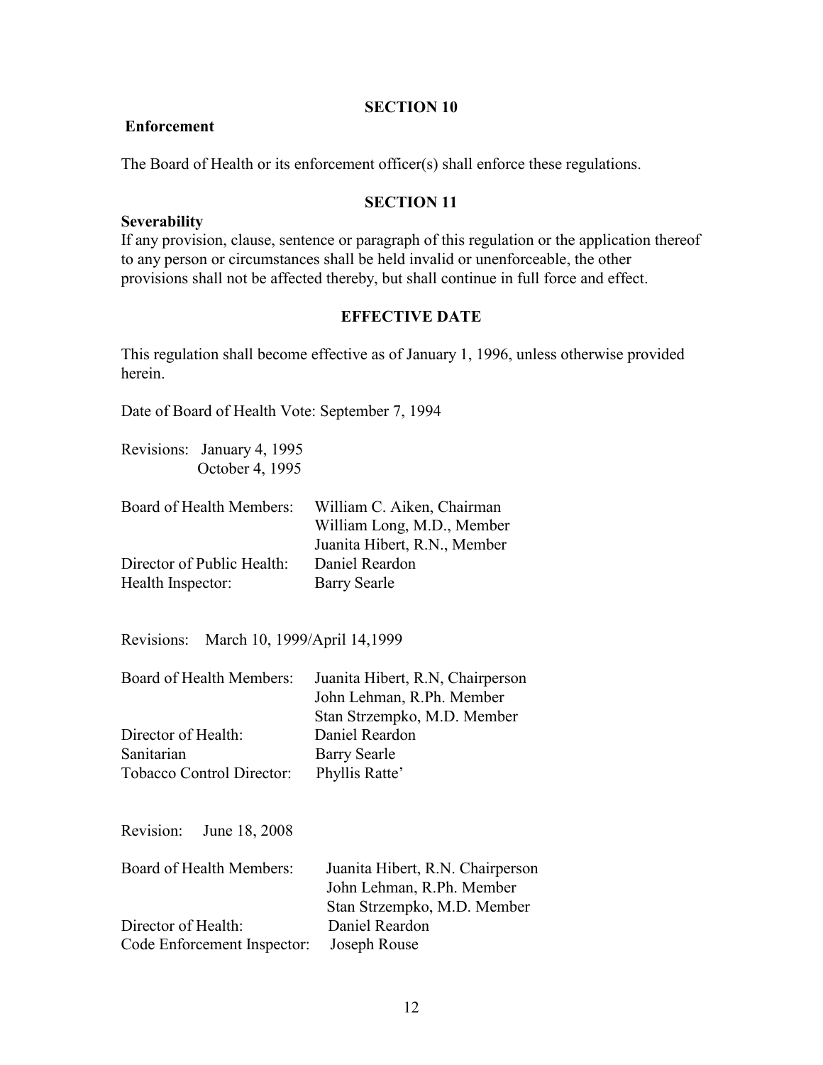## SECTION 10

**Enforcement**

The Board of Health or its enforcement officer(s) shall enforce these regulations.

## SECTION 11

**Severability**

If any provision, clause, sentence or paragraph of this regulation or the application thereof to any person or circumstances shall be held invalid or unenforceable, the other provisions shall not be affected thereby, but shall continue in full force and effect.

## EFFECTIVE DATE

This regulation shall become effective as of January 1, 1996, unless otherwise provided herein.

Date of Board of Health Vote: September 7, 1994

Revisions: January 4, 1995
October 4, 1995

| | |
|---|---|
| Board of Health Members: | William C. Aiken, Chairman |
| | William Long, M.D., Member |
| | Juanita Hibert, R.N., Member |
| Director of Public Health: | Daniel Reardon |
| Health Inspector: | Barry Searle |

Revisions: March 10, 1999/April 14,1999

| | |
|---|---|
| Board of Health Members: | Juanita Hibert, R.N, Chairperson |
| | John Lehman, R.Ph. Member |
| | Stan Strzempko, M.D. Member |
| Director of Health: | Daniel Reardon |
| Sanitarian | Barry Searle |
| Tobacco Control Director: | Phyllis Ratte' |

Revision: June 18, 2008

| | |
|---|---|
| Board of Health Members: | Juanita Hibert, R.N. Chairperson |
| | John Lehman, R.Ph. Member |
| | Stan Strzempko, M.D. Member |
| Director of Health: | Daniel Reardon |
| Code Enforcement Inspector: | Joseph Rouse |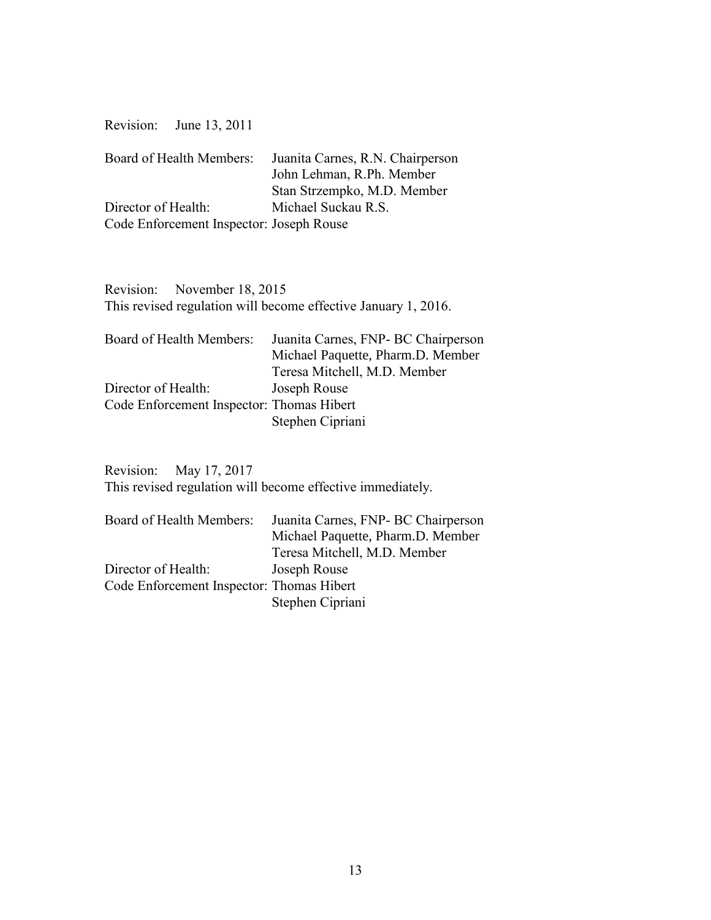Revision: June 13, 2011

| | |
|---|---|
| Board of Health Members: | Juanita Carnes, R.N. Chairperson |
| | John Lehman, R.Ph. Member |
| | Stan Strzempko, M.D. Member |
| Director of Health: | Michael Suckau R.S. |
| Code Enforcement Inspector: | Joseph Rouse |

Revision: November 18, 2015

This revised regulation will become effective January 1, 2016.

| | |
|---|---|
| Board of Health Members: | Juanita Carnes, FNP- BC Chairperson |
| | Michael Paquette, Pharm.D. Member |
| | Teresa Mitchell, M.D. Member |
| Director of Health: | Joseph Rouse |
| Code Enforcement Inspector: | Thomas Hibert |
| | Stephen Cipriani |

Revision: May 17, 2017

This revised regulation will become effective immediately.

| | |
|---|---|
| Board of Health Members: | Juanita Carnes, FNP- BC Chairperson |
| | Michael Paquette, Pharm.D. Member |
| | Teresa Mitchell, M.D. Member |
| Director of Health: | Joseph Rouse |
| Code Enforcement Inspector: | Thomas Hibert |
| | Stephen Cipriani |